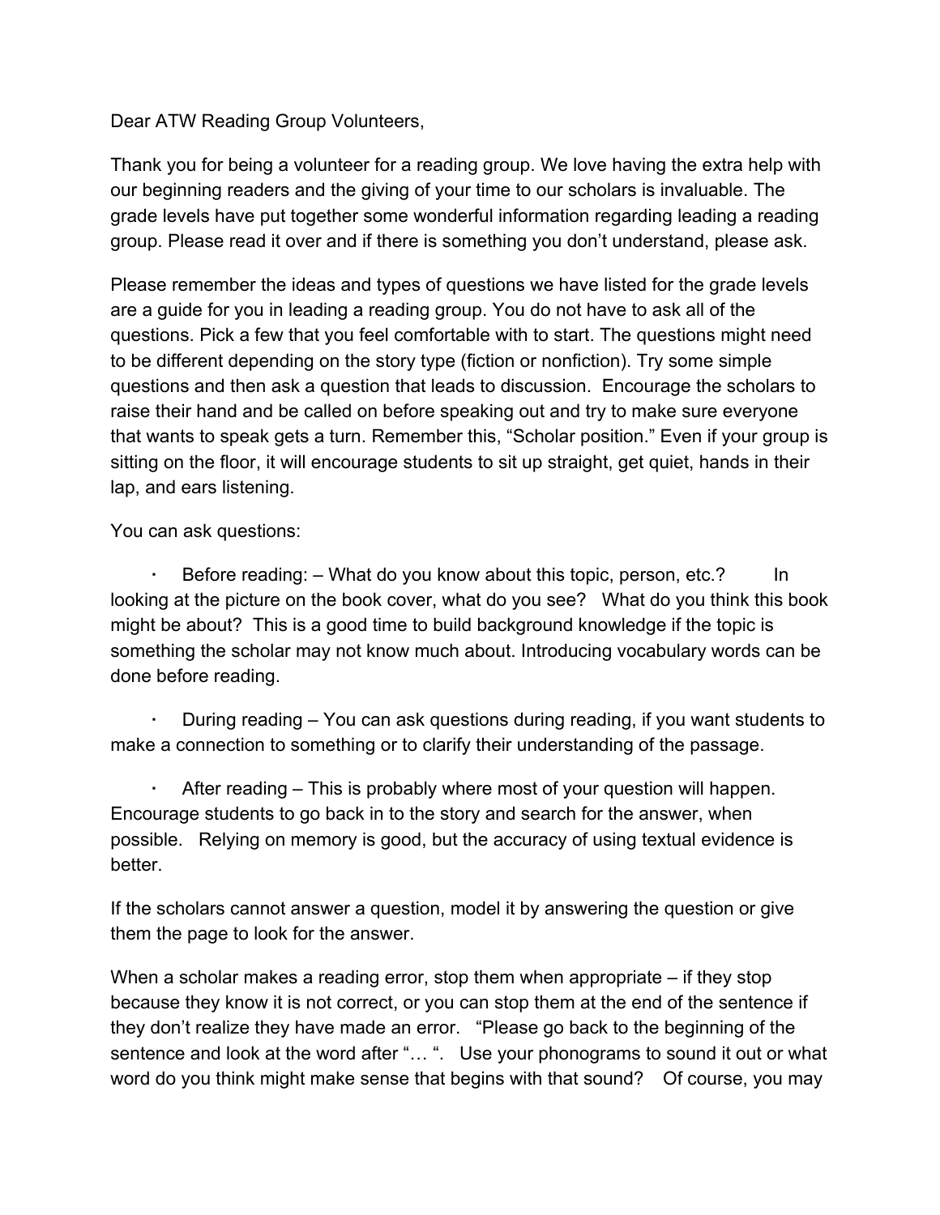Dear ATW Reading Group Volunteers,

Thank you for being a volunteer for a reading group. We love having the extra help with our beginning readers and the giving of your time to our scholars is invaluable. The grade levels have put together some wonderful information regarding leading a reading group. Please read it over and if there is something you don't understand, please ask.

Please remember the ideas and types of questions we have listed for the grade levels are a guide for you in leading a reading group. You do not have to ask all of the questions. Pick a few that you feel comfortable with to start. The questions might need to be different depending on the story type (fiction or nonfiction). Try some simple questions and then ask a question that leads to discussion. Encourage the scholars to raise their hand and be called on before speaking out and try to make sure everyone that wants to speak gets a turn. Remember this, "Scholar position." Even if your group is sitting on the floor, it will encourage students to sit up straight, get quiet, hands in their lap, and ears listening.

You can ask questions:

- Before reading: – What do you know about this topic, person, etc.? In looking at the picture on the book cover, what do you see? What do you think this book might be about? This is a good time to build background knowledge if the topic is something the scholar may not know much about. Introducing vocabulary words can be done before reading.

- During reading – You can ask questions during reading, if you want students to make a connection to something or to clarify their understanding of the passage.

- After reading – This is probably where most of your question will happen. Encourage students to go back in to the story and search for the answer, when possible. Relying on memory is good, but the accuracy of using textual evidence is better.

If the scholars cannot answer a question, model it by answering the question or give them the page to look for the answer.

When a scholar makes a reading error, stop them when appropriate – if they stop because they know it is not correct, or you can stop them at the end of the sentence if they don't realize they have made an error. "Please go back to the beginning of the sentence and look at the word after "… ". Use your phonograms to sound it out or what word do you think might make sense that begins with that sound? Of course, you may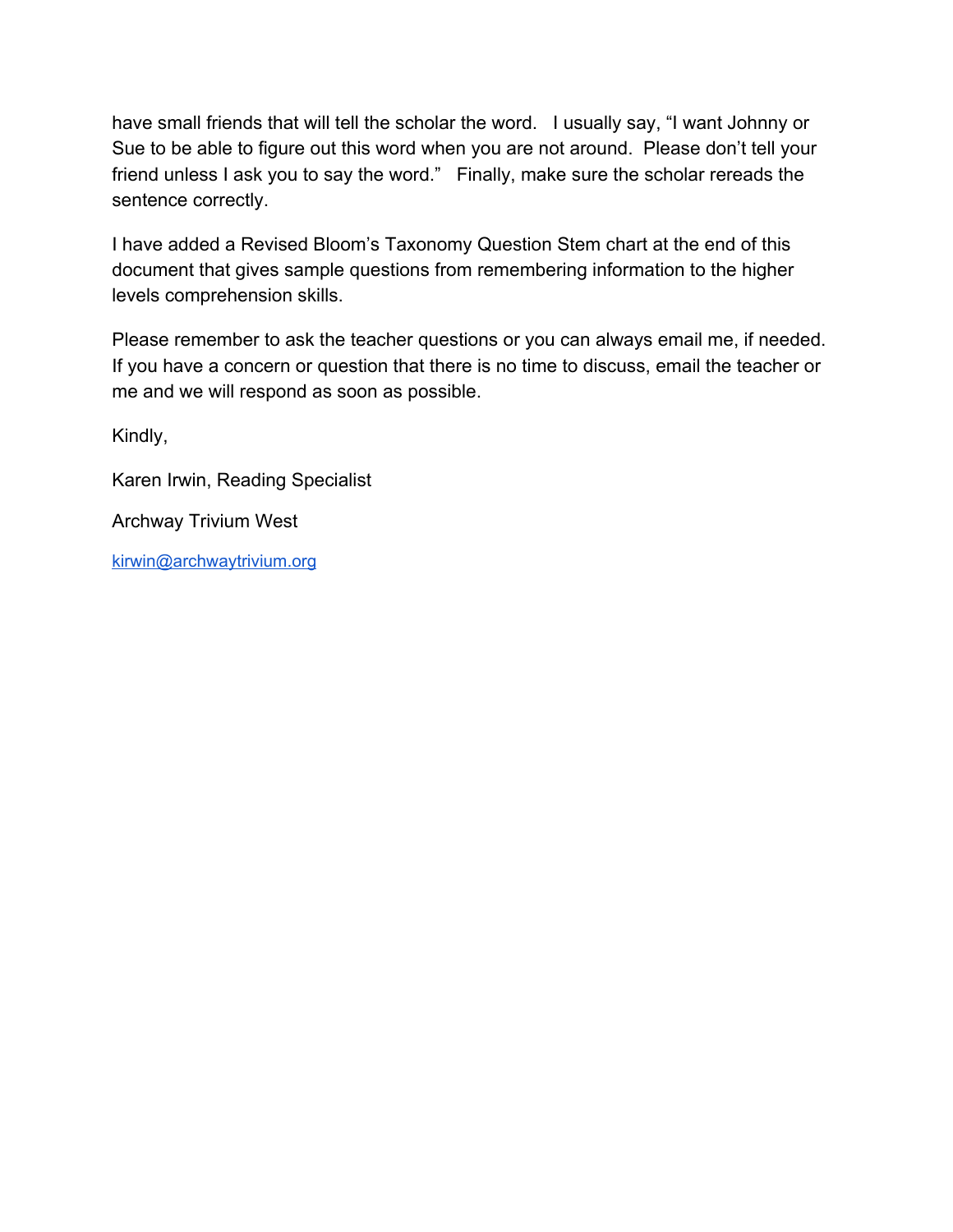have small friends that will tell the scholar the word. I usually say, "I want Johnny or Sue to be able to figure out this word when you are not around. Please don't tell your friend unless I ask you to say the word." Finally, make sure the scholar rereads the sentence correctly.

I have added a Revised Bloom's Taxonomy Question Stem chart at the end of this document that gives sample questions from remembering information to the higher levels comprehension skills.

Please remember to ask the teacher questions or you can always email me, if needed. If you have a concern or question that there is no time to discuss, email the teacher or me and we will respond as soon as possible.

Kindly,

Karen Irwin, Reading Specialist

Archway Trivium West

[kirwin@archwaytrivium.org](mailto:kirwin@archwaytrivium.org)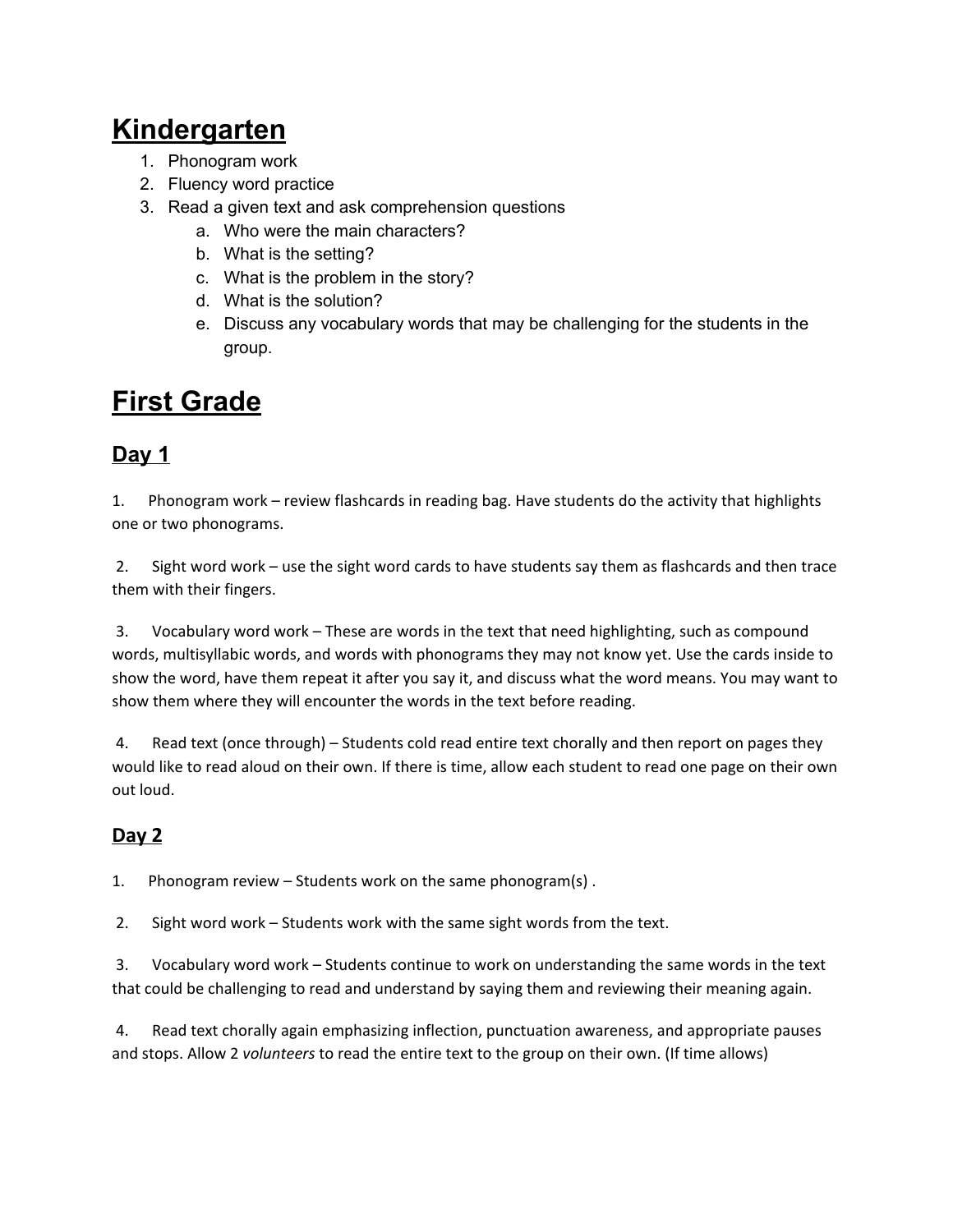# Kindergarten

1. Phonogram work
2. Fluency word practice
3. Read a given text and ask comprehension questions
   a. Who were the main characters?
   b. What is the setting?
   c. What is the problem in the story?
   d. What is the solution?
   e. Discuss any vocabulary words that may be challenging for the students in the group.

# First Grade

## Day 1

1. Phonogram work – review flashcards in reading bag. Have students do the activity that highlights one or two phonograms.

2. Sight word work – use the sight word cards to have students say them as flashcards and then trace them with their fingers.

3. Vocabulary word work – These are words in the text that need highlighting, such as compound words, multisyllabic words, and words with phonograms they may not know yet. Use the cards inside to show the word, have them repeat it after you say it, and discuss what the word means. You may want to show them where they will encounter the words in the text before reading.

4. Read text (once through) – Students cold read entire text chorally and then report on pages they would like to read aloud on their own. If there is time, allow each student to read one page on their own out loud.

## Day 2

1. Phonogram review – Students work on the same phonogram(s) .

2. Sight word work – Students work with the same sight words from the text.

3. Vocabulary word work – Students continue to work on understanding the same words in the text that could be challenging to read and understand by saying them and reviewing their meaning again.

4. Read text chorally again emphasizing inflection, punctuation awareness, and appropriate pauses and stops. Allow 2 *volunteers* to read the entire text to the group on their own. (If time allows)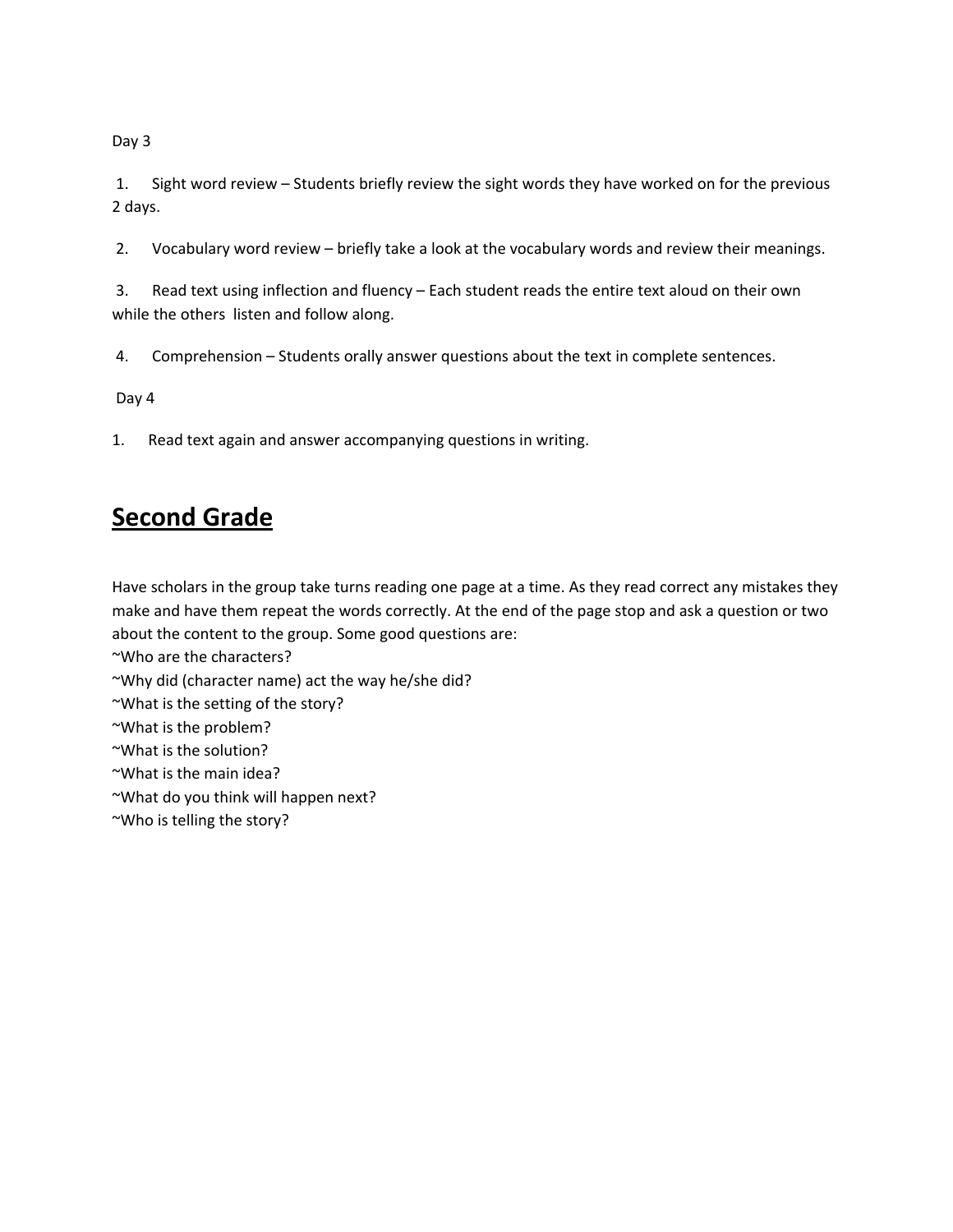Day 3

1. Sight word review – Students briefly review the sight words they have worked on for the previous 2 days.

2. Vocabulary word review – briefly take a look at the vocabulary words and review their meanings.

3. Read text using inflection and fluency – Each student reads the entire text aloud on their own while the others listen and follow along.

4. Comprehension – Students orally answer questions about the text in complete sentences.

Day 4

1. Read text again and answer accompanying questions in writing.

## **Second Grade**

Have scholars in the group take turns reading one page at a time. As they read correct any mistakes they make and have them repeat the words correctly. At the end of the page stop and ask a question or two about the content to the group. Some good questions are:
~Who are the characters?
~Why did (character name) act the way he/she did?
~What is the setting of the story?
~What is the problem?
~What is the solution?
~What is the main idea?
~What do you think will happen next?
~Who is telling the story?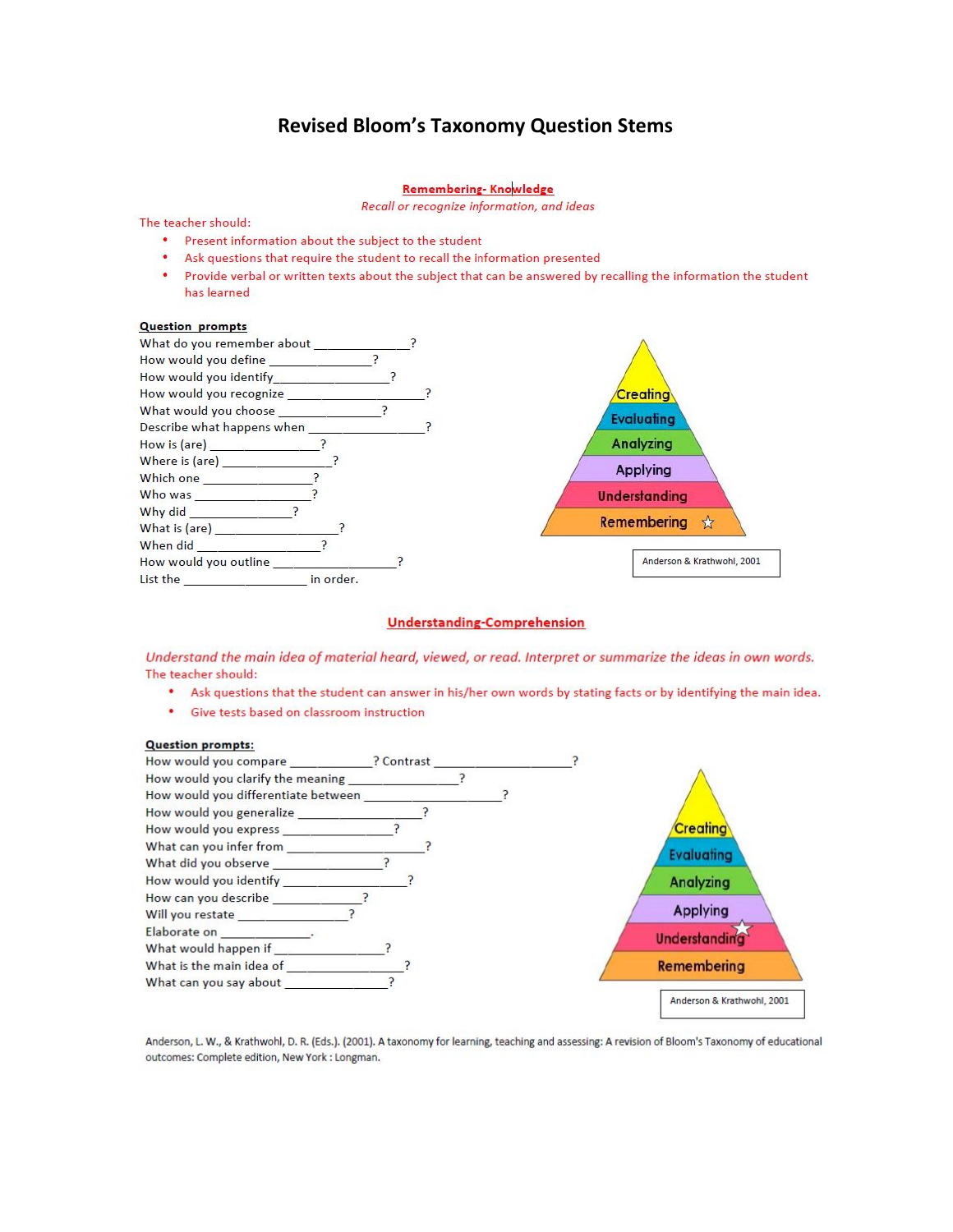# Revised Bloom's Taxonomy Question Stems

## Remembering- Knowledge

*Recall or recognize information, and ideas*

The teacher should:

- Present information about the subject to the student
- Ask questions that require the student to recall the information presented
- Provide verbal or written texts about the subject that can be answered by recalling the information the student has learned

**Question prompts**

What do you remember about ______________?
How would you define ______________?
How would you identify______________?
How would you recognize ______________?
What would you choose ______________?
Describe what happens when ______________?
How is (are) ______________?
Where is (are) ______________?
Which one ______________?
Who was ______________?
Why did ______________?
What is (are) ______________?
When did ______________?
How would you outline ______________?
List the ______________ in order.

Creating
Evaluating
Analyzing
Applying
Understanding
Remembering ☆

Anderson & Krathwohl, 2001

## Understanding-Comprehension

*Understand the main idea of material heard, viewed, or read. Interpret or summarize the ideas in own words.*

The teacher should:

- Ask questions that the student can answer in his/her own words by stating facts or by identifying the main idea.
- Give tests based on classroom instruction

**Question prompts:**

How would you compare ______________? Contrast ______________?
How would you clarify the meaning ______________?
How would you differentiate between ______________?
How would you generalize ______________?
How would you express ______________?
What can you infer from ______________?
What did you observe ______________?
How would you identify ______________?
How can you describe ______________?
Will you restate ______________?
Elaborate on ______________.
What would happen if ______________?
What is the main idea of ______________?
What can you say about ______________?

Creating
Evaluating
Analyzing
Applying
Understanding ☆
Remembering

Anderson & Krathwohl, 2001

Anderson, L. W., & Krathwohl, D. R. (Eds.). (2001). A taxonomy for learning, teaching and assessing: A revision of Bloom's Taxonomy of educational outcomes: Complete edition, New York : Longman.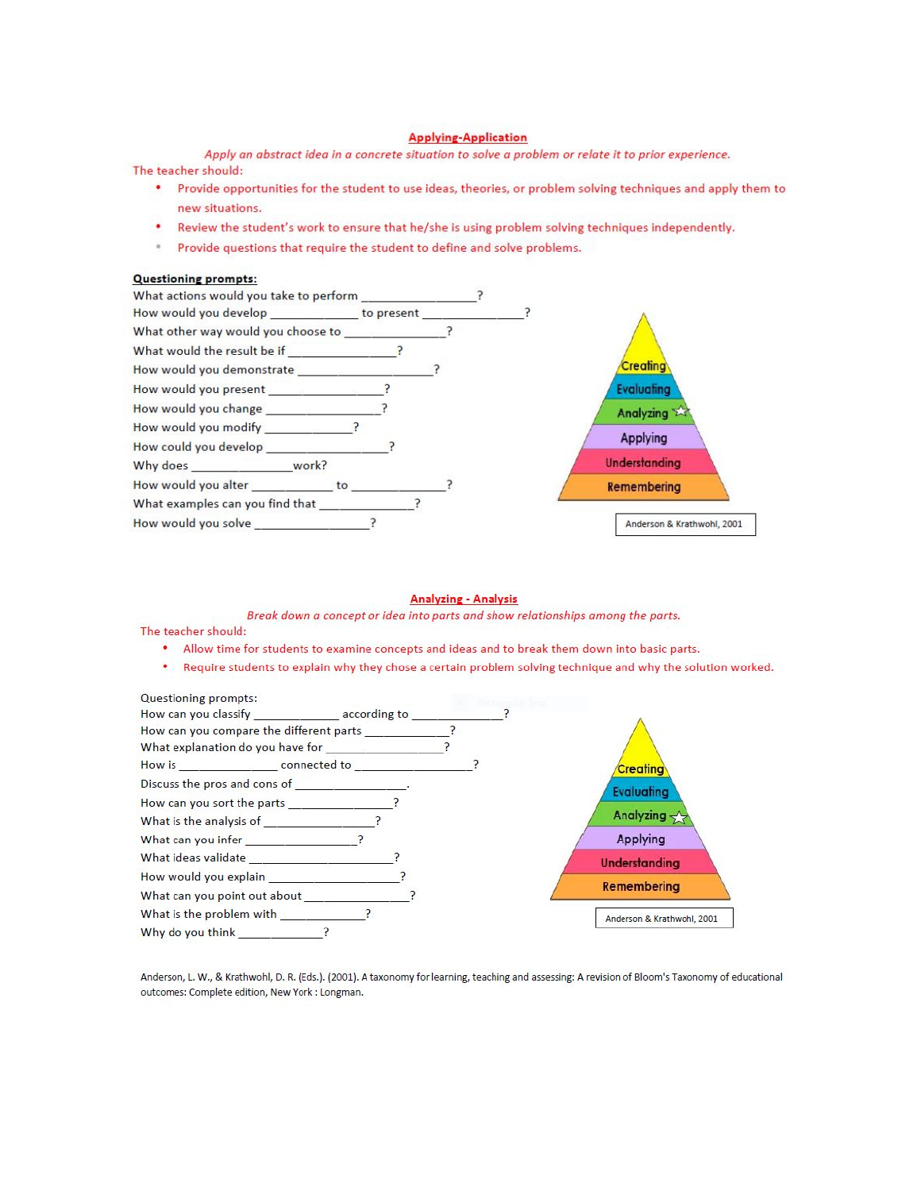## Applying-Application

*Apply an abstract idea in a concrete situation to solve a problem or relate it to prior experience.*

The teacher should:

- Provide opportunities for the student to use ideas, theories, or problem solving techniques and apply them to new situations.
- Review the student's work to ensure that he/she is using problem solving techniques independently.
- Provide questions that require the student to define and solve problems.

**Questioning prompts:**

What actions would you take to perform ________________?
How would you develop ____________ to present ______________?
What other way would you choose to ______________?
What would the result be if ______________?
How would you demonstrate __________________?
How would you present ________________?
How would you change ________________?
How would you modify ____________?
How could you develop ________________?
Why does ______________work?
How would you alter ____________ to ______________?
What examples can you find that ______________?
How would you solve ________________?

Creating
Evaluating
Analyzing
Applying
Understanding
Remembering

Anderson & Krathwohl, 2001

## Analyzing - Analysis

*Break down a concept or idea into parts and show relationships among the parts.*

The teacher should:

- Allow time for students to examine concepts and ideas and to break them down into basic parts.
- Require students to explain why they chose a certain problem solving technique and why the solution worked.

Questioning prompts:

How can you classify ____________ according to ______________?
How can you compare the different parts ____________?
What explanation do you have for ________________?
How is ______________ connected to ________________?
Discuss the pros and cons of ________________.
How can you sort the parts ________________?
What is the analysis of ________________?
What can you infer ________________?
What ideas validate ______________________?
How would you explain ____________________?
What can you point out about ________________?
What is the problem with ____________?
Why do you think ____________?

Creating
Evaluating
Analyzing
Applying
Understanding
Remembering

Anderson & Krathwohl, 2001

Anderson, L. W., & Krathwohl, D. R. (Eds.). (2001). A taxonomy for learning, teaching and assessing: A revision of Bloom's Taxonomy of educational outcomes: Complete edition, New York : Longman.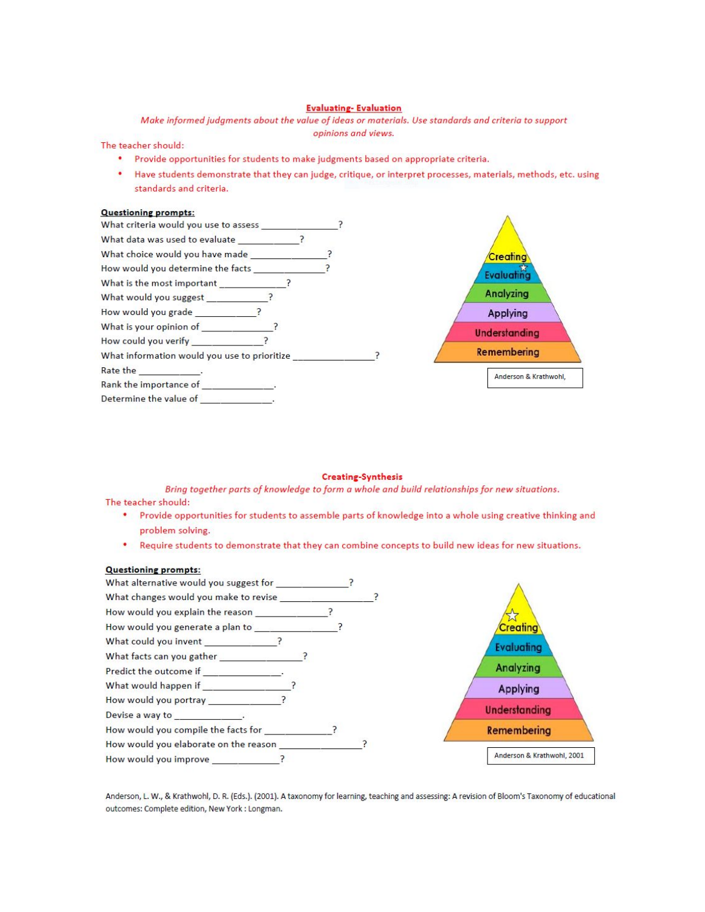## Evaluating- Evaluation

*Make informed judgments about the value of ideas or materials. Use standards and criteria to support opinions and views.*

The teacher should:

- Provide opportunities for students to make judgments based on appropriate criteria.
- Have students demonstrate that they can judge, critique, or interpret processes, materials, methods, etc. using standards and criteria.

**Questioning prompts:**

What criteria would you use to assess ________________?
What data was used to evaluate ____________?
What choice would you have made ________________?
How would you determine the facts ______________?
What is the most important ______________?
What would you suggest ____________?
How would you grade ____________?
What is your opinion of ______________?
How could you verify ______________?
What information would you use to prioritize ________________?
Rate the ____________.
Rank the importance of ______________.
Determine the value of ______________.

Creating
Evaluating
Analyzing
Applying
Understanding
Remembering

Anderson & Krathwohl,

## Creating-Synthesis

*Bring together parts of knowledge to form a whole and build relationships for new situations.*

The teacher should:

- Provide opportunities for students to assemble parts of knowledge into a whole using creative thinking and problem solving.
- Require students to demonstrate that they can combine concepts to build new ideas for new situations.

**Questioning prompts:**

What alternative would you suggest for ______________?
What changes would you make to revise ________________?
How would you explain the reason ______________?
How would you generate a plan to ________________?
What could you invent ______________?
What facts can you gather ________________?
Predict the outcome if ______________.
What would happen if ________________?
How would you portray ______________?
Devise a way to ____________.
How would you compile the facts for ____________?
How would you elaborate on the reason ________________?
How would you improve ____________?

Creating
Evaluating
Analyzing
Applying
Understanding
Remembering

Anderson & Krathwohl, 2001

Anderson, L. W., & Krathwohl, D. R. (Eds.). (2001). A taxonomy for learning, teaching and assessing: A revision of Bloom's Taxonomy of educational outcomes: Complete edition, New York : Longman.